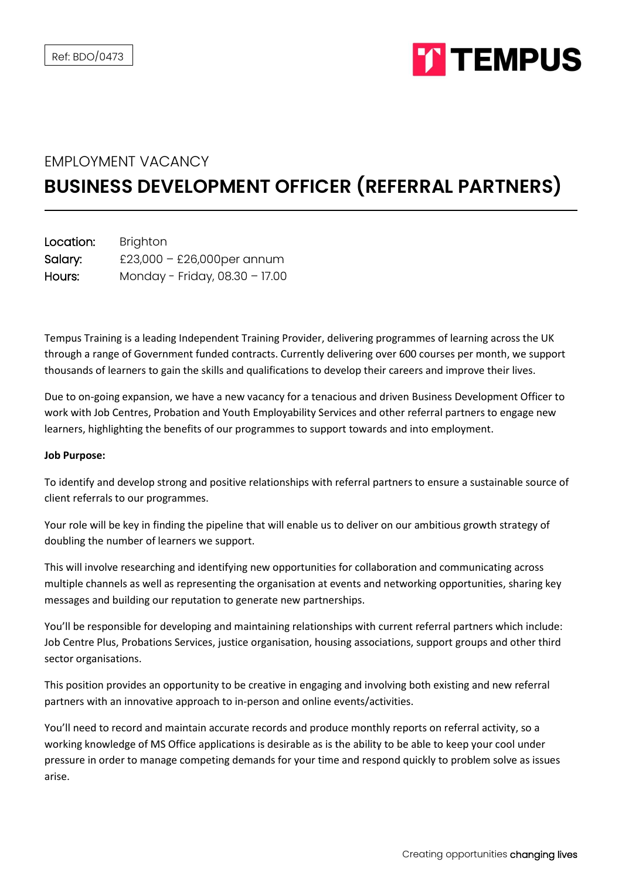Ref: BDO/0473

TEMPUS

EMPLOYMENT VACANCY

# BUSINESS DEVELOPMENT OFFICER (REFERRAL PARTNERS)

**Location:** Brighton
**Salary:** £23,000 – £26,000per annum
**Hours:** Monday - Friday, 08.30 – 17.00

Tempus Training is a leading Independent Training Provider, delivering programmes of learning across the UK through a range of Government funded contracts. Currently delivering over 600 courses per month, we support thousands of learners to gain the skills and qualifications to develop their careers and improve their lives.

Due to on-going expansion, we have a new vacancy for a tenacious and driven Business Development Officer to work with Job Centres, Probation and Youth Employability Services and other referral partners to engage new learners, highlighting the benefits of our programmes to support towards and into employment.

**Job Purpose:**

To identify and develop strong and positive relationships with referral partners to ensure a sustainable source of client referrals to our programmes.

Your role will be key in finding the pipeline that will enable us to deliver on our ambitious growth strategy of doubling the number of learners we support.

This will involve researching and identifying new opportunities for collaboration and communicating across multiple channels as well as representing the organisation at events and networking opportunities, sharing key messages and building our reputation to generate new partnerships.

You'll be responsible for developing and maintaining relationships with current referral partners which include: Job Centre Plus, Probations Services, justice organisation, housing associations, support groups and other third sector organisations.

This position provides an opportunity to be creative in engaging and involving both existing and new referral partners with an innovative approach to in-person and online events/activities.

You'll need to record and maintain accurate records and produce monthly reports on referral activity, so a working knowledge of MS Office applications is desirable as is the ability to be able to keep your cool under pressure in order to manage competing demands for your time and respond quickly to problem solve as issues arise.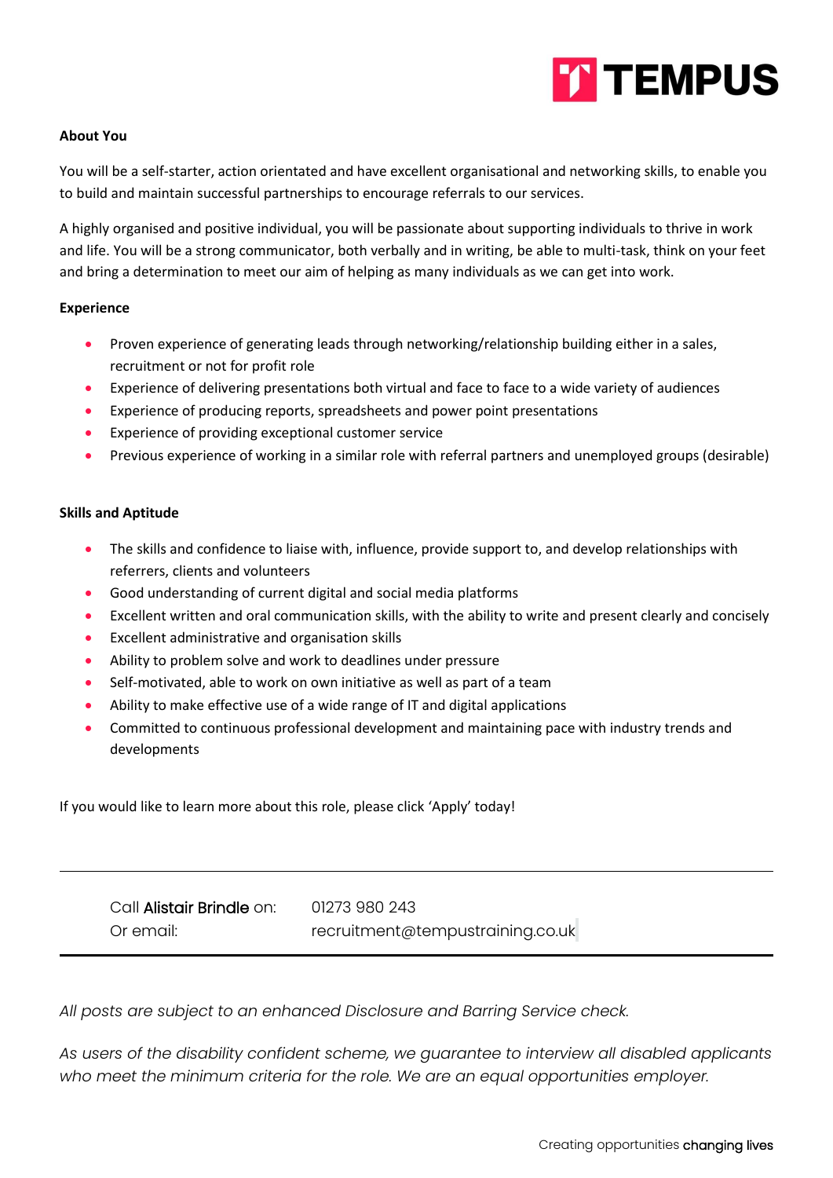### About You

You will be a self-starter, action orientated and have excellent organisational and networking skills, to enable you to build and maintain successful partnerships to encourage referrals to our services.

A highly organised and positive individual, you will be passionate about supporting individuals to thrive in work and life. You will be a strong communicator, both verbally and in writing, be able to multi-task, think on your feet and bring a determination to meet our aim of helping as many individuals as we can get into work.

### Experience

- Proven experience of generating leads through networking/relationship building either in a sales, recruitment or not for profit role
- Experience of delivering presentations both virtual and face to face to a wide variety of audiences
- Experience of producing reports, spreadsheets and power point presentations
- Experience of providing exceptional customer service
- Previous experience of working in a similar role with referral partners and unemployed groups (desirable)

### Skills and Aptitude

- The skills and confidence to liaise with, influence, provide support to, and develop relationships with referrers, clients and volunteers
- Good understanding of current digital and social media platforms
- Excellent written and oral communication skills, with the ability to write and present clearly and concisely
- Excellent administrative and organisation skills
- Ability to problem solve and work to deadlines under pressure
- Self-motivated, able to work on own initiative as well as part of a team
- Ability to make effective use of a wide range of IT and digital applications
- Committed to continuous professional development and maintaining pace with industry trends and developments

If you would like to learn more about this role, please click 'Apply' today!

---

| | |
|---|---|
| Call **Alistair Brindle** on: | 01273 980 243 |
| Or email: | recruitment@tempustraining.co.uk |

---

*All posts are subject to an enhanced Disclosure and Barring Service check.*

*As users of the disability confident scheme, we guarantee to interview all disabled applicants who meet the minimum criteria for the role. We are an equal opportunities employer.*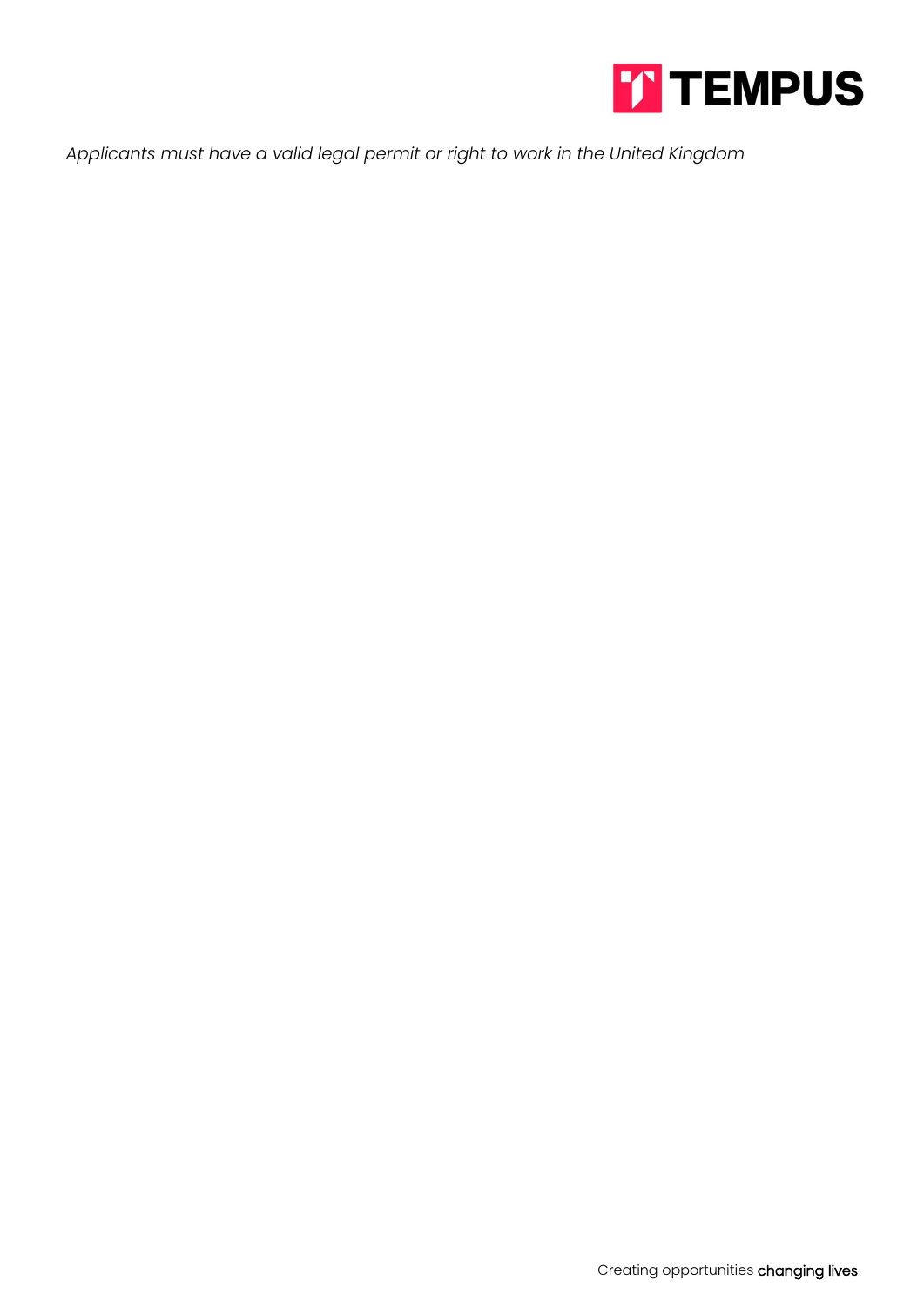*Applicants must have a valid legal permit or right to work in the United Kingdom*